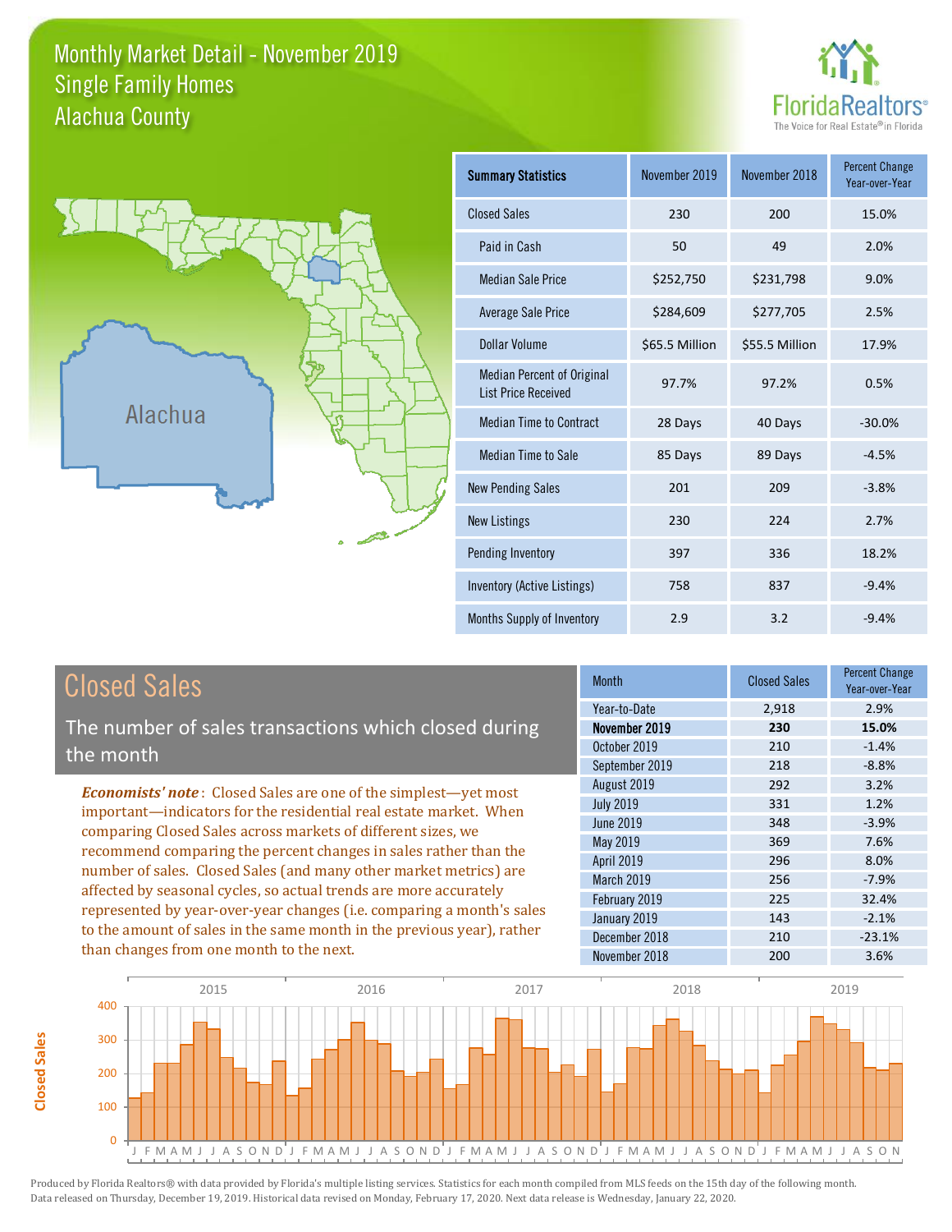# Monthly Market Detail - November 2019
## Single Family Homes
## Alachua County

FloridaRealtors® The Voice for Real Estate® in Florida

Alachua

| Summary Statistics | November 2019 | November 2018 | Percent Change Year-over-Year |
|---|---|---|---|
| Closed Sales | 230 | 200 | 15.0% |
| Paid in Cash | 50 | 49 | 2.0% |
| Median Sale Price | $252,750 | $231,798 | 9.0% |
| Average Sale Price | $284,609 | $277,705 | 2.5% |
| Dollar Volume | $65.5 Million | $55.5 Million | 17.9% |
| Median Percent of Original List Price Received | 97.7% | 97.2% | 0.5% |
| Median Time to Contract | 28 Days | 40 Days | -30.0% |
| Median Time to Sale | 85 Days | 89 Days | -4.5% |
| New Pending Sales | 201 | 209 | -3.8% |
| New Listings | 230 | 224 | 2.7% |
| Pending Inventory | 397 | 336 | 18.2% |
| Inventory (Active Listings) | 758 | 837 | -9.4% |
| Months Supply of Inventory | 2.9 | 3.2 | -9.4% |

## Closed Sales

The number of sales transactions which closed during the month

*Economists' note*: Closed Sales are one of the simplest—yet most important—indicators for the residential real estate market. When comparing Closed Sales across markets of different sizes, we recommend comparing the percent changes in sales rather than the number of sales. Closed Sales (and many other market metrics) are affected by seasonal cycles, so actual trends are more accurately represented by year-over-year changes (i.e. comparing a month's sales to the amount of sales in the same month in the previous year), rather than changes from one month to the next.

| Month | Closed Sales | Percent Change Year-over-Year |
|---|---|---|
| Year-to-Date | 2,918 | 2.9% |
| **November 2019** | **230** | **15.0%** |
| October 2019 | 210 | -1.4% |
| September 2019 | 218 | -8.8% |
| August 2019 | 292 | 3.2% |
| July 2019 | 331 | 1.2% |
| June 2019 | 348 | -3.9% |
| May 2019 | 369 | 7.6% |
| April 2019 | 296 | 8.0% |
| March 2019 | 256 | -7.9% |
| February 2019 | 225 | 32.4% |
| January 2019 | 143 | -2.1% |
| December 2018 | 210 | -23.1% |
| November 2018 | 200 | 3.6% |

Produced by Florida Realtors® with data provided by Florida's multiple listing services. Statistics for each month compiled from MLS feeds on the 15th day of the following month. Data released on Thursday, December 19, 2019. Historical data revised on Monday, February 17, 2020. Next data release is Wednesday, January 22, 2020.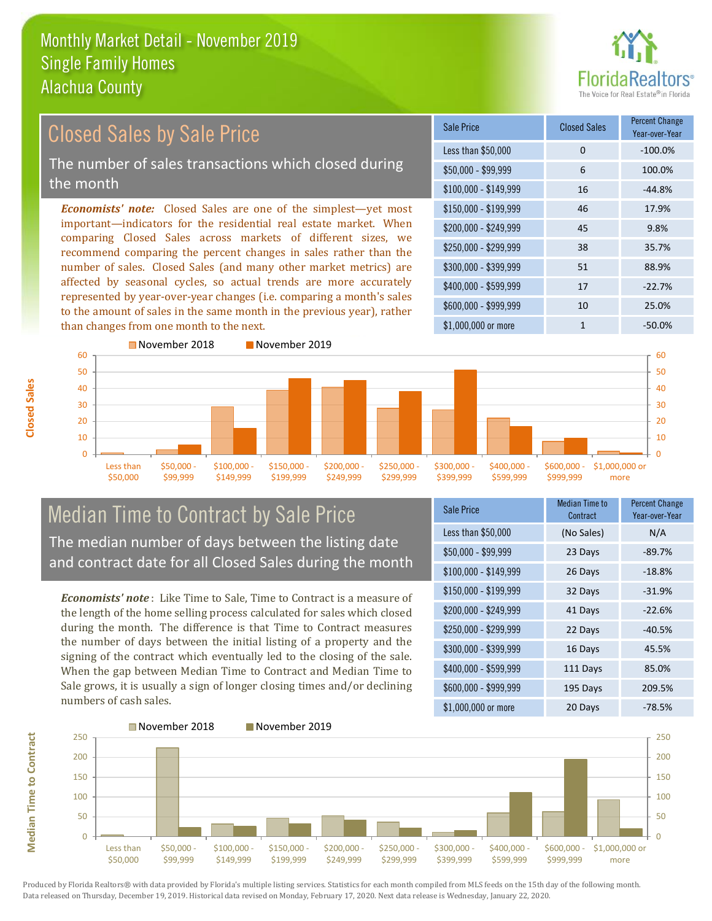# Monthly Market Detail - November 2019
## Single Family Homes
## Alachua County

## Closed Sales by Sale Price

The number of sales transactions which closed during the month

***Economists' note:*** Closed Sales are one of the simplest—yet most important—indicators for the residential real estate market. When comparing Closed Sales across markets of different sizes, we recommend comparing the percent changes in sales rather than the number of sales. Closed Sales (and many other market metrics) are affected by seasonal cycles, so actual trends are more accurately represented by year-over-year changes (i.e. comparing a month's sales to the amount of sales in the same month in the previous year), rather than changes from one month to the next.

| Sale Price | Closed Sales | Percent Change Year-over-Year |
|---|---|---|
| Less than $50,000 | 0 | -100.0% |
| $50,000 - $99,999 | 6 | 100.0% |
| $100,000 - $149,999 | 16 | -44.8% |
| $150,000 - $199,999 | 46 | 17.9% |
| $200,000 - $249,999 | 45 | 9.8% |
| $250,000 - $299,999 | 38 | 35.7% |
| $300,000 - $399,999 | 51 | 88.9% |
| $400,000 - $599,999 | 17 | -22.7% |
| $600,000 - $999,999 | 10 | 25.0% |
| $1,000,000 or more | 1 | -50.0% |

## Median Time to Contract by Sale Price

The median number of days between the listing date and contract date for all Closed Sales during the month

***Economists' note***: Like Time to Sale, Time to Contract is a measure of the length of the home selling process calculated for sales which closed during the month. The difference is that Time to Contract measures the number of days between the initial listing of a property and the signing of the contract which eventually led to the closing of the sale. When the gap between Median Time to Contract and Median Time to Sale grows, it is usually a sign of longer closing times and/or declining numbers of cash sales.

| Sale Price | Median Time to Contract | Percent Change Year-over-Year |
|---|---|---|
| Less than $50,000 | (No Sales) | N/A |
| $50,000 - $99,999 | 23 Days | -89.7% |
| $100,000 - $149,999 | 26 Days | -18.8% |
| $150,000 - $199,999 | 32 Days | -31.9% |
| $200,000 - $249,999 | 41 Days | -22.6% |
| $250,000 - $299,999 | 22 Days | -40.5% |
| $300,000 - $399,999 | 16 Days | 45.5% |
| $400,000 - $599,999 | 111 Days | 85.0% |
| $600,000 - $999,999 | 195 Days | 209.5% |
| $1,000,000 or more | 20 Days | -78.5% |

Produced by Florida Realtors® with data provided by Florida's multiple listing services. Statistics for each month compiled from MLS feeds on the 15th day of the following month. Data released on Thursday, December 19, 2019. Historical data revised on Monday, February 17, 2020. Next data release is Wednesday, January 22, 2020.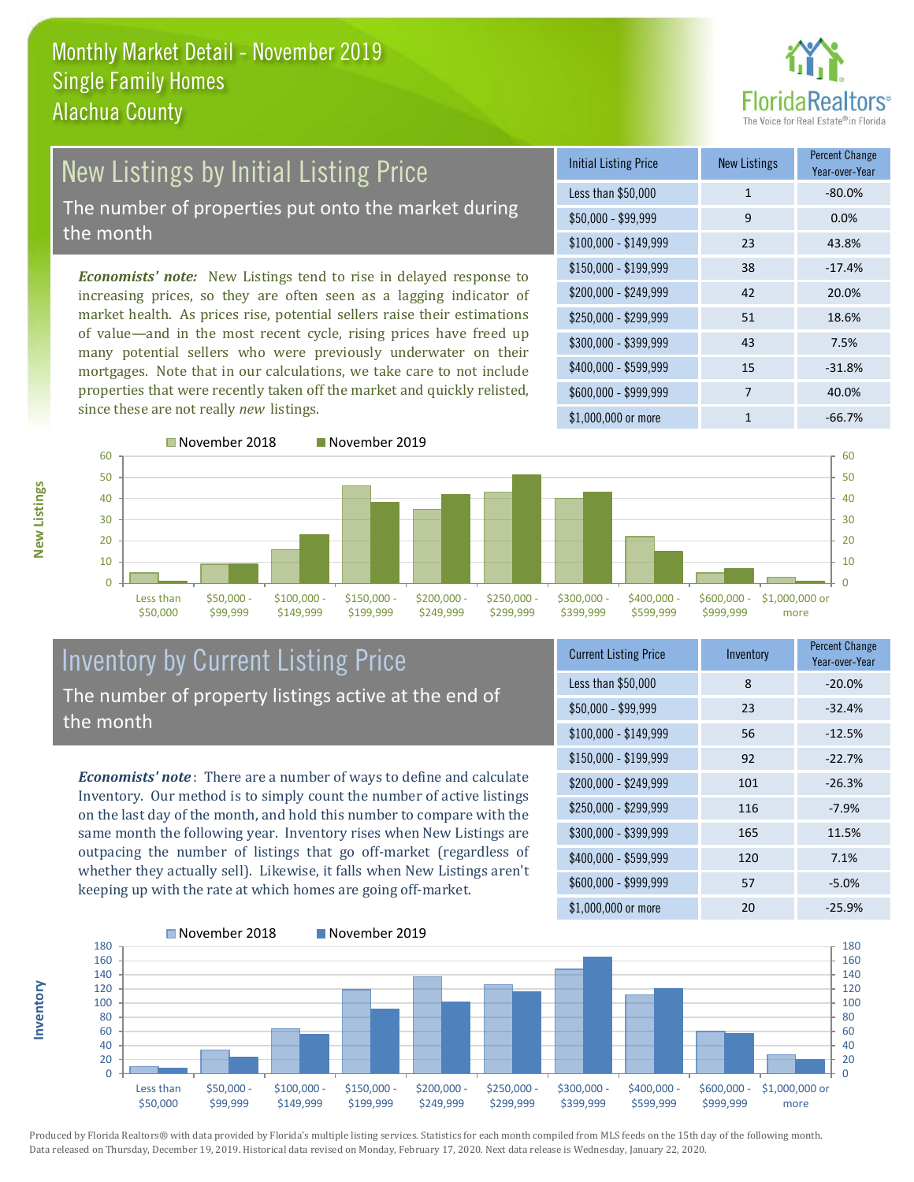# Monthly Market Detail - November 2019
## Single Family Homes
## Alachua County

## New Listings by Initial Listing Price

The number of properties put onto the market during the month

*Economists' note:* New Listings tend to rise in delayed response to increasing prices, so they are often seen as a lagging indicator of market health. As prices rise, potential sellers raise their estimations of value—and in the most recent cycle, rising prices have freed up many potential sellers who were previously underwater on their mortgages. Note that in our calculations, we take care to not include properties that were recently taken off the market and quickly relisted, since these are not really *new* listings.

| Initial Listing Price | New Listings | Percent Change Year-over-Year |
|---|---|---|
| Less than $50,000 | 1 | -80.0% |
| $50,000 - $99,999 | 9 | 0.0% |
| $100,000 - $149,999 | 23 | 43.8% |
| $150,000 - $199,999 | 38 | -17.4% |
| $200,000 - $249,999 | 42 | 20.0% |
| $250,000 - $299,999 | 51 | 18.6% |
| $300,000 - $399,999 | 43 | 7.5% |
| $400,000 - $599,999 | 15 | -31.8% |
| $600,000 - $999,999 | 7 | 40.0% |
| $1,000,000 or more | 1 | -66.7% |

## Inventory by Current Listing Price

The number of property listings active at the end of the month

*Economists' note*: There are a number of ways to define and calculate Inventory. Our method is to simply count the number of active listings on the last day of the month, and hold this number to compare with the same month the following year. Inventory rises when New Listings are outpacing the number of listings that go off-market (regardless of whether they actually sell). Likewise, it falls when New Listings aren't keeping up with the rate at which homes are going off-market.

| Current Listing Price | Inventory | Percent Change Year-over-Year |
|---|---|---|
| Less than $50,000 | 8 | -20.0% |
| $50,000 - $99,999 | 23 | -32.4% |
| $100,000 - $149,999 | 56 | -12.5% |
| $150,000 - $199,999 | 92 | -22.7% |
| $200,000 - $249,999 | 101 | -26.3% |
| $250,000 - $299,999 | 116 | -7.9% |
| $300,000 - $399,999 | 165 | 11.5% |
| $400,000 - $599,999 | 120 | 7.1% |
| $600,000 - $999,999 | 57 | -5.0% |
| $1,000,000 or more | 20 | -25.9% |

Produced by Florida Realtors® with data provided by Florida's multiple listing services. Statistics for each month compiled from MLS feeds on the 15th day of the following month. Data released on Thursday, December 19, 2019. Historical data revised on Monday, February 17, 2020. Next data release is Wednesday, January 22, 2020.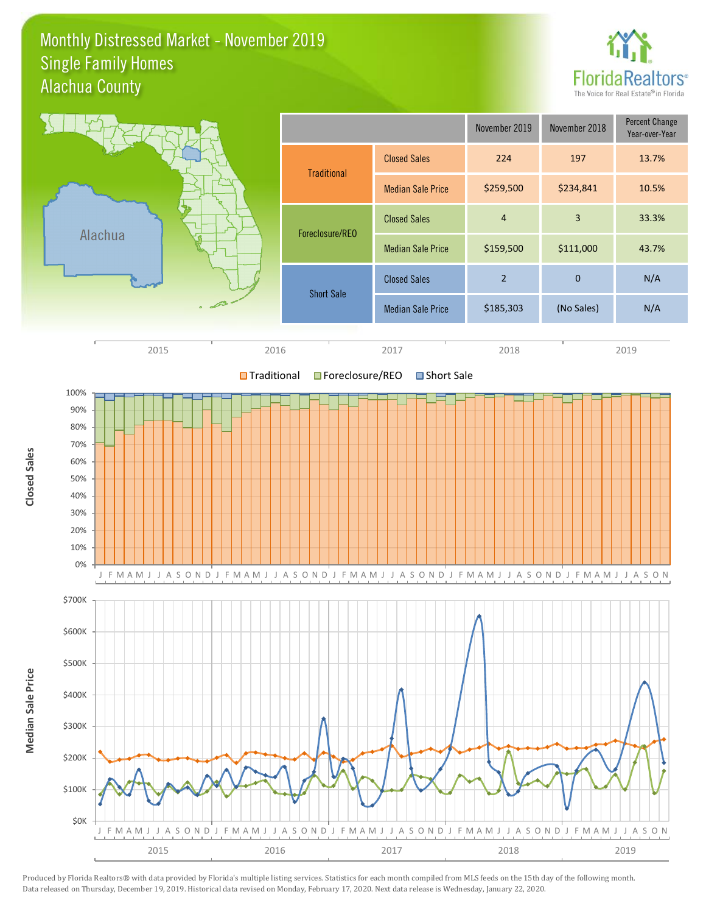# Monthly Distressed Market - November 2019
## Single Family Homes
## Alachua County

| | | November 2019 | November 2018 | Percent Change Year-over-Year |
|---|---|---|---|---|
| Traditional | Closed Sales | 224 | 197 | 13.7% |
| | Median Sale Price | $259,500 | $234,841 | 10.5% |
| Foreclosure/REO | Closed Sales | 4 | 3 | 33.3% |
| | Median Sale Price | $159,500 | $111,000 | 43.7% |
| Short Sale | Closed Sales | 2 | 0 | N/A |
| | Median Sale Price | $185,303 | (No Sales) | N/A |

Produced by Florida Realtors® with data provided by Florida's multiple listing services. Statistics for each month compiled from MLS feeds on the 15th day of the following month. Data released on Thursday, December 19, 2019. Historical data revised on Monday, February 17, 2020. Next data release is Wednesday, January 22, 2020.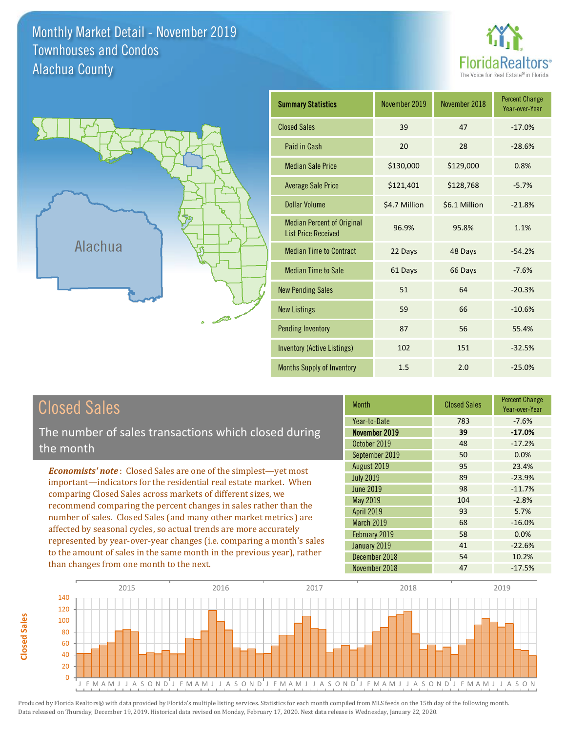# Monthly Market Detail - November 2019
## Townhouses and Condos
## Alachua County

FloridaRealtors® The Voice for Real Estate® in Florida

Alachua

| Summary Statistics | November 2019 | November 2018 | Percent Change Year-over-Year |
|---|---|---|---|
| Closed Sales | 39 | 47 | -17.0% |
| Paid in Cash | 20 | 28 | -28.6% |
| Median Sale Price | $130,000 | $129,000 | 0.8% |
| Average Sale Price | $121,401 | $128,768 | -5.7% |
| Dollar Volume | $4.7 Million | $6.1 Million | -21.8% |
| Median Percent of Original List Price Received | 96.9% | 95.8% | 1.1% |
| Median Time to Contract | 22 Days | 48 Days | -54.2% |
| Median Time to Sale | 61 Days | 66 Days | -7.6% |
| New Pending Sales | 51 | 64 | -20.3% |
| New Listings | 59 | 66 | -10.6% |
| Pending Inventory | 87 | 56 | 55.4% |
| Inventory (Active Listings) | 102 | 151 | -32.5% |
| Months Supply of Inventory | 1.5 | 2.0 | -25.0% |

## Closed Sales

The number of sales transactions which closed during the month

***Economists' note***: Closed Sales are one of the simplest—yet most important—indicators for the residential real estate market. When comparing Closed Sales across markets of different sizes, we recommend comparing the percent changes in sales rather than the number of sales. Closed Sales (and many other market metrics) are affected by seasonal cycles, so actual trends are more accurately represented by year-over-year changes (i.e. comparing a month's sales to the amount of sales in the same month in the previous year), rather than changes from one month to the next.

| Month | Closed Sales | Percent Change Year-over-Year |
|---|---|---|
| Year-to-Date | 783 | -7.6% |
| **November 2019** | **39** | **-17.0%** |
| October 2019 | 48 | -17.2% |
| September 2019 | 50 | 0.0% |
| August 2019 | 95 | 23.4% |
| July 2019 | 89 | -23.9% |
| June 2019 | 98 | -11.7% |
| May 2019 | 104 | -2.8% |
| April 2019 | 93 | 5.7% |
| March 2019 | 68 | -16.0% |
| February 2019 | 58 | 0.0% |
| January 2019 | 41 | -22.6% |
| December 2018 | 54 | 10.2% |
| November 2018 | 47 | -17.5% |

Produced by Florida Realtors® with data provided by Florida's multiple listing services. Statistics for each month compiled from MLS feeds on the 15th day of the following month. Data released on Thursday, December 19, 2019. Historical data revised on Monday, February 17, 2020. Next data release is Wednesday, January 22, 2020.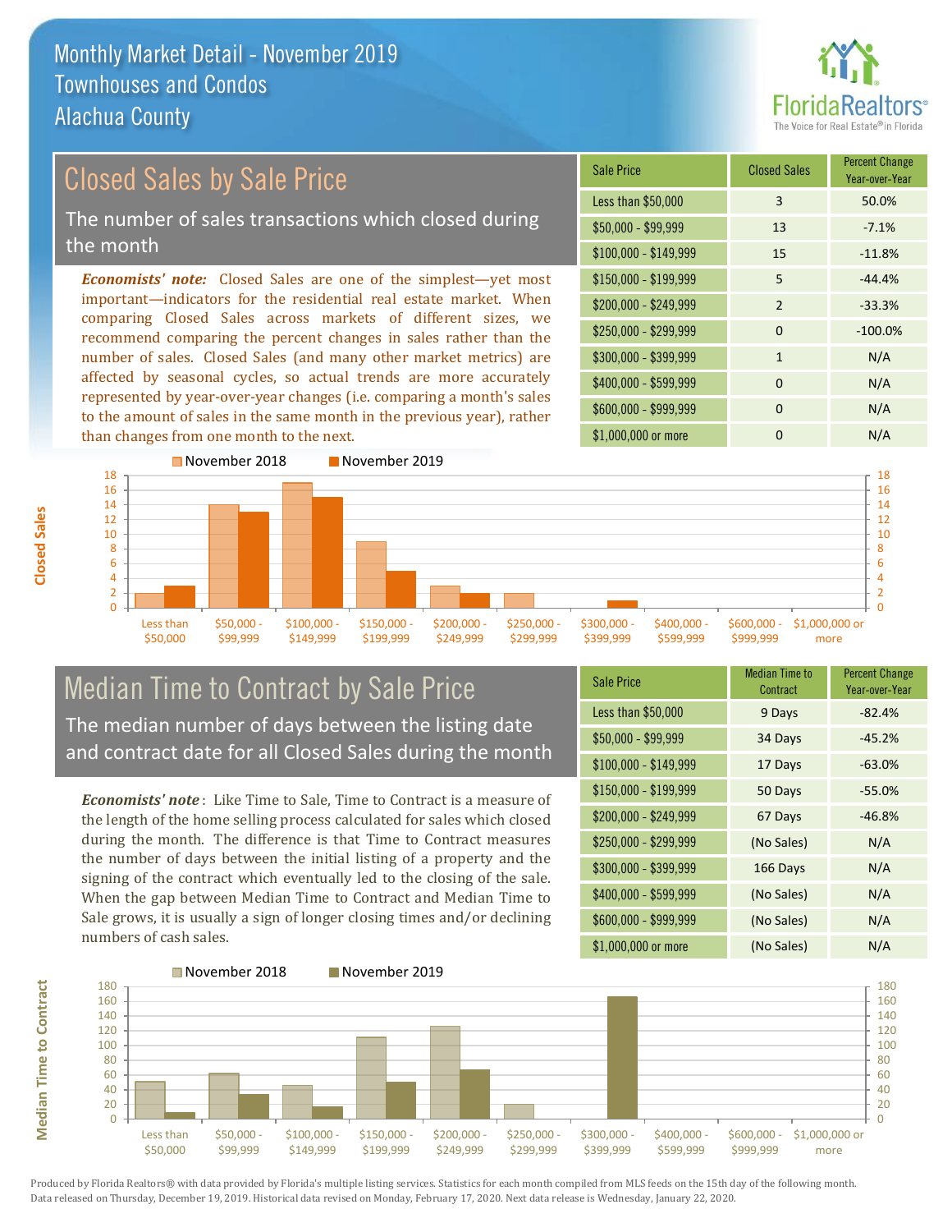# Monthly Market Detail - November 2019
## Townhouses and Condos
## Alachua County

## Closed Sales by Sale Price

The number of sales transactions which closed during the month

***Economists' note:*** Closed Sales are one of the simplest—yet most important—indicators for the residential real estate market. When comparing Closed Sales across markets of different sizes, we recommend comparing the percent changes in sales rather than the number of sales. Closed Sales (and many other market metrics) are affected by seasonal cycles, so actual trends are more accurately represented by year-over-year changes (i.e. comparing a month's sales to the amount of sales in the same month in the previous year), rather than changes from one month to the next.

| Sale Price | Closed Sales | Percent Change Year-over-Year |
|---|---|---|
| Less than $50,000 | 3 | 50.0% |
| $50,000 - $99,999 | 13 | -7.1% |
| $100,000 - $149,999 | 15 | -11.8% |
| $150,000 - $199,999 | 5 | -44.4% |
| $200,000 - $249,999 | 2 | -33.3% |
| $250,000 - $299,999 | 0 | -100.0% |
| $300,000 - $399,999 | 1 | N/A |
| $400,000 - $599,999 | 0 | N/A |
| $600,000 - $999,999 | 0 | N/A |
| $1,000,000 or more | 0 | N/A |

## Median Time to Contract by Sale Price

The median number of days between the listing date and contract date for all Closed Sales during the month

***Economists' note*** : Like Time to Sale, Time to Contract is a measure of the length of the home selling process calculated for sales which closed during the month. The difference is that Time to Contract measures the number of days between the initial listing of a property and the signing of the contract which eventually led to the closing of the sale. When the gap between Median Time to Contract and Median Time to Sale grows, it is usually a sign of longer closing times and/or declining numbers of cash sales.

| Sale Price | Median Time to Contract | Percent Change Year-over-Year |
|---|---|---|
| Less than $50,000 | 9 Days | -82.4% |
| $50,000 - $99,999 | 34 Days | -45.2% |
| $100,000 - $149,999 | 17 Days | -63.0% |
| $150,000 - $199,999 | 50 Days | -55.0% |
| $200,000 - $249,999 | 67 Days | -46.8% |
| $250,000 - $299,999 | (No Sales) | N/A |
| $300,000 - $399,999 | 166 Days | N/A |
| $400,000 - $599,999 | (No Sales) | N/A |
| $600,000 - $999,999 | (No Sales) | N/A |
| $1,000,000 or more | (No Sales) | N/A |

Produced by Florida Realtors® with data provided by Florida's multiple listing services. Statistics for each month compiled from MLS feeds on the 15th day of the following month. Data released on Thursday, December 19, 2019. Historical data revised on Monday, February 17, 2020. Next data release is Wednesday, January 22, 2020.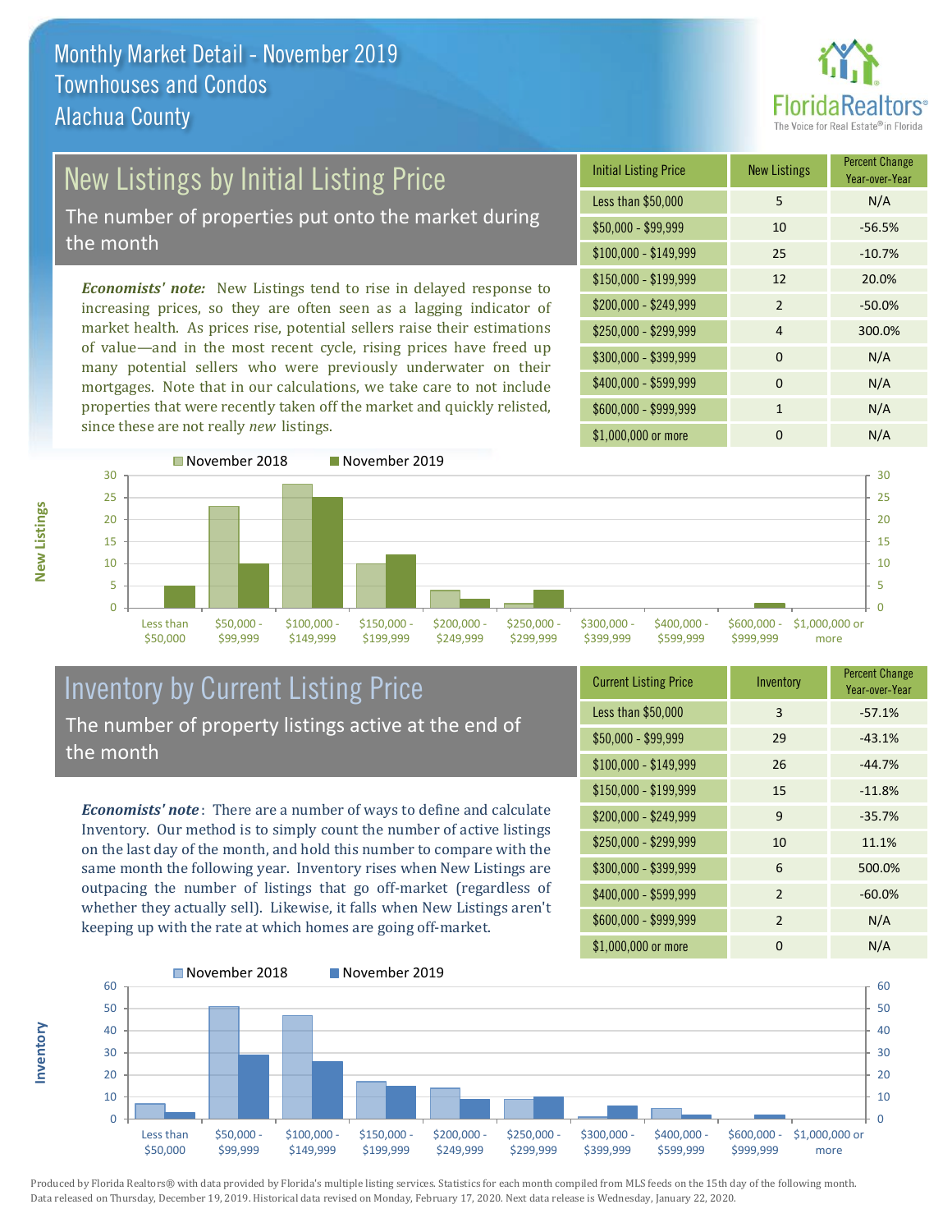# Monthly Market Detail - November 2019
## Townhouses and Condos
## Alachua County

## New Listings by Initial Listing Price

The number of properties put onto the market during the month

*Economists' note:* New Listings tend to rise in delayed response to increasing prices, so they are often seen as a lagging indicator of market health. As prices rise, potential sellers raise their estimations of value—and in the most recent cycle, rising prices have freed up many potential sellers who were previously underwater on their mortgages. Note that in our calculations, we take care to not include properties that were recently taken off the market and quickly relisted, since these are not really *new* listings.

| Initial Listing Price | New Listings | Percent Change Year-over-Year |
|---|---|---|
| Less than $50,000 | 5 | N/A |
| $50,000 - $99,999 | 10 | -56.5% |
| $100,000 - $149,999 | 25 | -10.7% |
| $150,000 - $199,999 | 12 | 20.0% |
| $200,000 - $249,999 | 2 | -50.0% |
| $250,000 - $299,999 | 4 | 300.0% |
| $300,000 - $399,999 | 0 | N/A |
| $400,000 - $599,999 | 0 | N/A |
| $600,000 - $999,999 | 1 | N/A |
| $1,000,000 or more | 0 | N/A |

## Inventory by Current Listing Price

The number of property listings active at the end of the month

*Economists' note*: There are a number of ways to define and calculate Inventory. Our method is to simply count the number of active listings on the last day of the month, and hold this number to compare with the same month the following year. Inventory rises when New Listings are outpacing the number of listings that go off-market (regardless of whether they actually sell). Likewise, it falls when New Listings aren't keeping up with the rate at which homes are going off-market.

| Current Listing Price | Inventory | Percent Change Year-over-Year |
|---|---|---|
| Less than $50,000 | 3 | -57.1% |
| $50,000 - $99,999 | 29 | -43.1% |
| $100,000 - $149,999 | 26 | -44.7% |
| $150,000 - $199,999 | 15 | -11.8% |
| $200,000 - $249,999 | 9 | -35.7% |
| $250,000 - $299,999 | 10 | 11.1% |
| $300,000 - $399,999 | 6 | 500.0% |
| $400,000 - $599,999 | 2 | -60.0% |
| $600,000 - $999,999 | 2 | N/A |
| $1,000,000 or more | 0 | N/A |

Produced by Florida Realtors® with data provided by Florida's multiple listing services. Statistics for each month compiled from MLS feeds on the 15th day of the following month. Data released on Thursday, December 19, 2019. Historical data revised on Monday, February 17, 2020. Next data release is Wednesday, January 22, 2020.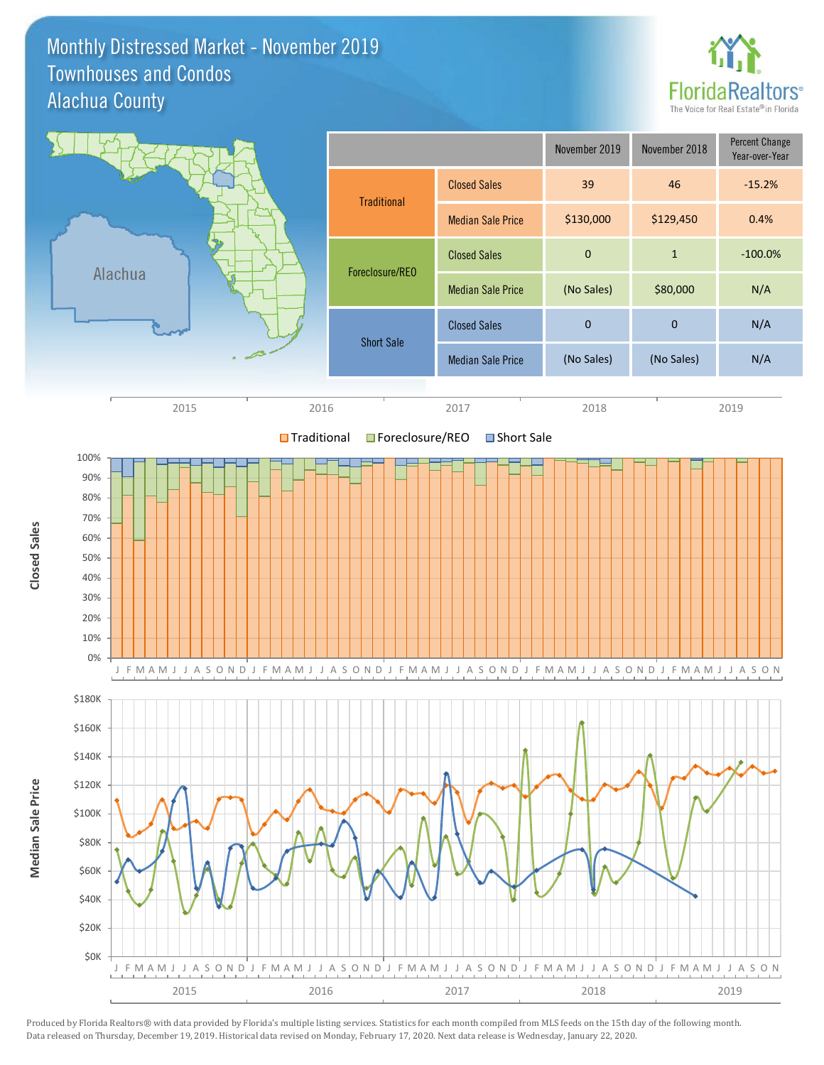# Monthly Distressed Market - November 2019
## Townhouses and Condos
## Alachua County

| | | November 2019 | November 2018 | Percent Change Year-over-Year |
|---|---|---|---|---|
| Traditional | Closed Sales | 39 | 46 | -15.2% |
| | Median Sale Price | $130,000 | $129,450 | 0.4% |
| Foreclosure/REO | Closed Sales | 0 | 1 | -100.0% |
| | Median Sale Price | (No Sales) | $80,000 | N/A |
| Short Sale | Closed Sales | 0 | 0 | N/A |
| | Median Sale Price | (No Sales) | (No Sales) | N/A |

Produced by Florida Realtors® with data provided by Florida's multiple listing services. Statistics for each month compiled from MLS feeds on the 15th day of the following month. Data released on Thursday, December 19, 2019. Historical data revised on Monday, February 17, 2020. Next data release is Wednesday, January 22, 2020.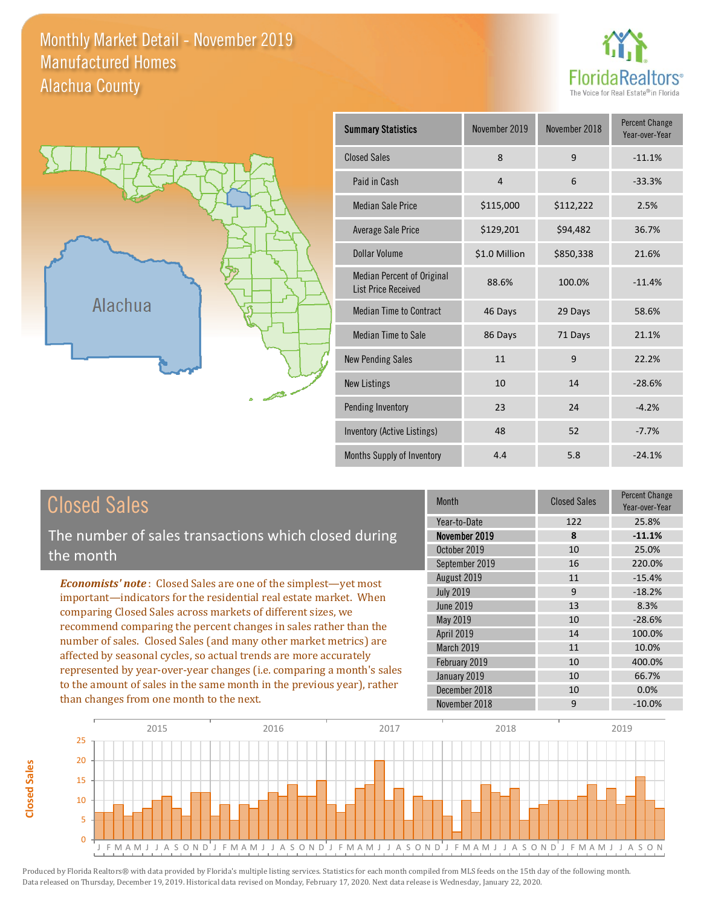# Monthly Market Detail - November 2019
## Manufactured Homes
## Alachua County

Alachua

| Summary Statistics | November 2019 | November 2018 | Percent Change Year-over-Year |
|---|---|---|---|
| Closed Sales | 8 | 9 | -11.1% |
| Paid in Cash | 4 | 6 | -33.3% |
| Median Sale Price | $115,000 | $112,222 | 2.5% |
| Average Sale Price | $129,201 | $94,482 | 36.7% |
| Dollar Volume | $1.0 Million | $850,338 | 21.6% |
| Median Percent of Original List Price Received | 88.6% | 100.0% | -11.4% |
| Median Time to Contract | 46 Days | 29 Days | 58.6% |
| Median Time to Sale | 86 Days | 71 Days | 21.1% |
| New Pending Sales | 11 | 9 | 22.2% |
| New Listings | 10 | 14 | -28.6% |
| Pending Inventory | 23 | 24 | -4.2% |
| Inventory (Active Listings) | 48 | 52 | -7.7% |
| Months Supply of Inventory | 4.4 | 5.8 | -24.1% |

## Closed Sales

The number of sales transactions which closed during the month

***Economists' note***: Closed Sales are one of the simplest—yet most important—indicators for the residential real estate market. When comparing Closed Sales across markets of different sizes, we recommend comparing the percent changes in sales rather than the number of sales. Closed Sales (and many other market metrics) are affected by seasonal cycles, so actual trends are more accurately represented by year-over-year changes (i.e. comparing a month's sales to the amount of sales in the same month in the previous year), rather than changes from one month to the next.

| Month | Closed Sales | Percent Change Year-over-Year |
|---|---|---|
| Year-to-Date | 122 | 25.8% |
| **November 2019** | **8** | **-11.1%** |
| October 2019 | 10 | 25.0% |
| September 2019 | 16 | 220.0% |
| August 2019 | 11 | -15.4% |
| July 2019 | 9 | -18.2% |
| June 2019 | 13 | 8.3% |
| May 2019 | 10 | -28.6% |
| April 2019 | 14 | 100.0% |
| March 2019 | 11 | 10.0% |
| February 2019 | 10 | 400.0% |
| January 2019 | 10 | 66.7% |
| December 2018 | 10 | 0.0% |
| November 2018 | 9 | -10.0% |

Produced by Florida Realtors® with data provided by Florida's multiple listing services. Statistics for each month compiled from MLS feeds on the 15th day of the following month. Data released on Thursday, December 19, 2019. Historical data revised on Monday, February 17, 2020. Next data release is Wednesday, January 22, 2020.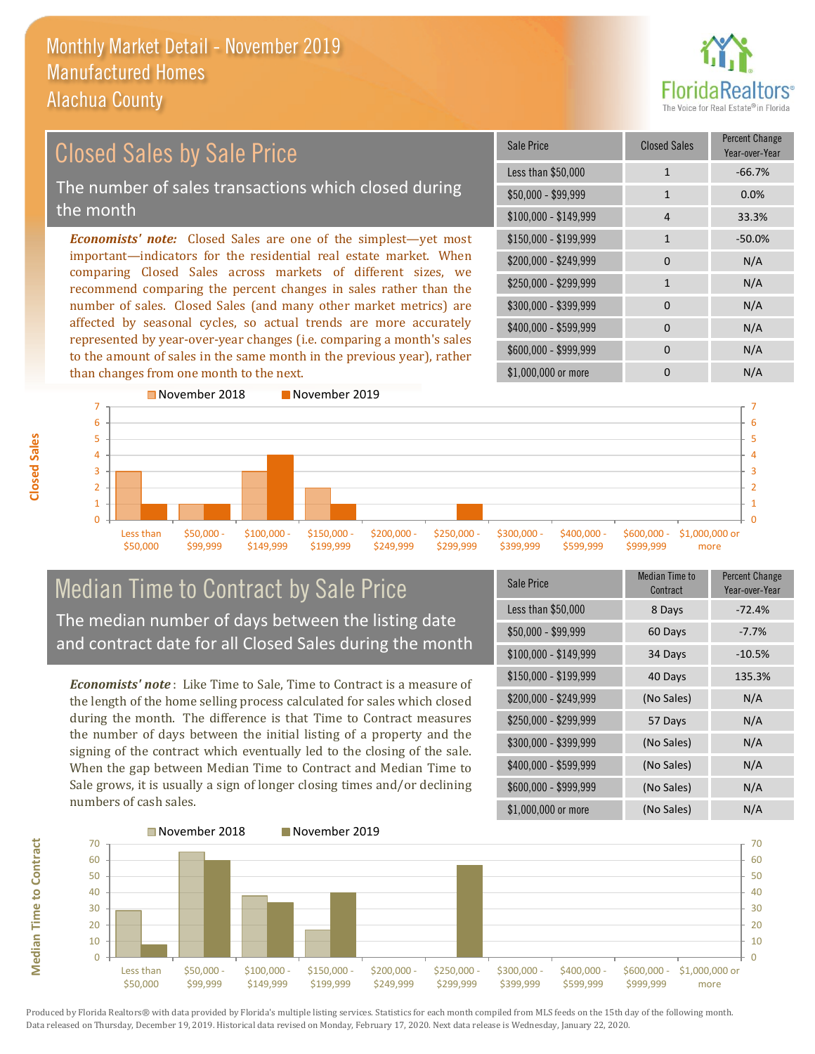# Monthly Market Detail - November 2019
## Manufactured Homes
## Alachua County

## Closed Sales by Sale Price

The number of sales transactions which closed during the month

*Economists' note:* Closed Sales are one of the simplest—yet most important—indicators for the residential real estate market. When comparing Closed Sales across markets of different sizes, we recommend comparing the percent changes in sales rather than the number of sales. Closed Sales (and many other market metrics) are affected by seasonal cycles, so actual trends are more accurately represented by year-over-year changes (i.e. comparing a month's sales to the amount of sales in the same month in the previous year), rather than changes from one month to the next.

| Sale Price | Closed Sales | Percent Change Year-over-Year |
|---|---|---|
| Less than $50,000 | 1 | -66.7% |
| $50,000 - $99,999 | 1 | 0.0% |
| $100,000 - $149,999 | 4 | 33.3% |
| $150,000 - $199,999 | 1 | -50.0% |
| $200,000 - $249,999 | 0 | N/A |
| $250,000 - $299,999 | 1 | N/A |
| $300,000 - $399,999 | 0 | N/A |
| $400,000 - $599,999 | 0 | N/A |
| $600,000 - $999,999 | 0 | N/A |
| $1,000,000 or more | 0 | N/A |

## Median Time to Contract by Sale Price

The median number of days between the listing date and contract date for all Closed Sales during the month

*Economists' note*: Like Time to Sale, Time to Contract is a measure of the length of the home selling process calculated for sales which closed during the month. The difference is that Time to Contract measures the number of days between the initial listing of a property and the signing of the contract which eventually led to the closing of the sale. When the gap between Median Time to Contract and Median Time to Sale grows, it is usually a sign of longer closing times and/or declining numbers of cash sales.

| Sale Price | Median Time to Contract | Percent Change Year-over-Year |
|---|---|---|
| Less than $50,000 | 8 Days | -72.4% |
| $50,000 - $99,999 | 60 Days | -7.7% |
| $100,000 - $149,999 | 34 Days | -10.5% |
| $150,000 - $199,999 | 40 Days | 135.3% |
| $200,000 - $249,999 | (No Sales) | N/A |
| $250,000 - $299,999 | 57 Days | N/A |
| $300,000 - $399,999 | (No Sales) | N/A |
| $400,000 - $599,999 | (No Sales) | N/A |
| $600,000 - $999,999 | (No Sales) | N/A |
| $1,000,000 or more | (No Sales) | N/A |

Produced by Florida Realtors® with data provided by Florida's multiple listing services. Statistics for each month compiled from MLS feeds on the 15th day of the following month. Data released on Thursday, December 19, 2019. Historical data revised on Monday, February 17, 2020. Next data release is Wednesday, January 22, 2020.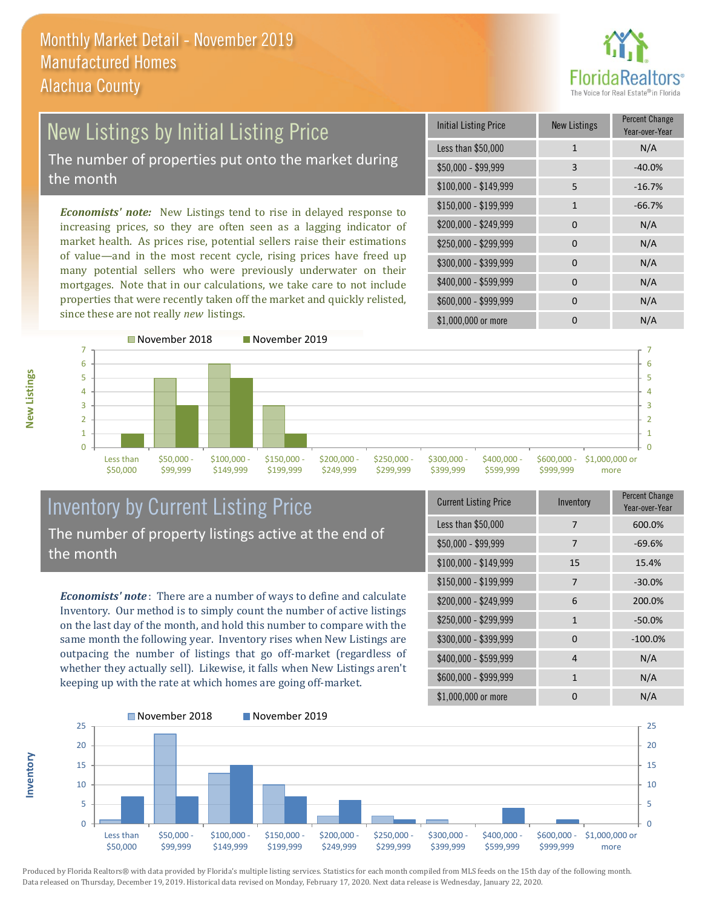# Monthly Market Detail - November 2019
## Manufactured Homes
## Alachua County

## New Listings by Initial Listing Price

The number of properties put onto the market during the month

*Economists' note:* New Listings tend to rise in delayed response to increasing prices, so they are often seen as a lagging indicator of market health. As prices rise, potential sellers raise their estimations of value—and in the most recent cycle, rising prices have freed up many potential sellers who were previously underwater on their mortgages. Note that in our calculations, we take care to not include properties that were recently taken off the market and quickly relisted, since these are not really *new* listings.

| Initial Listing Price | New Listings | Percent Change Year-over-Year |
|---|---|---|
| Less than $50,000 | 1 | N/A |
| $50,000 - $99,999 | 3 | -40.0% |
| $100,000 - $149,999 | 5 | -16.7% |
| $150,000 - $199,999 | 1 | -66.7% |
| $200,000 - $249,999 | 0 | N/A |
| $250,000 - $299,999 | 0 | N/A |
| $300,000 - $399,999 | 0 | N/A |
| $400,000 - $599,999 | 0 | N/A |
| $600,000 - $999,999 | 0 | N/A |
| $1,000,000 or more | 0 | N/A |

## Inventory by Current Listing Price

The number of property listings active at the end of the month

*Economists' note*: There are a number of ways to define and calculate Inventory. Our method is to simply count the number of active listings on the last day of the month, and hold this number to compare with the same month the following year. Inventory rises when New Listings are outpacing the number of listings that go off-market (regardless of whether they actually sell). Likewise, it falls when New Listings aren't keeping up with the rate at which homes are going off-market.

| Current Listing Price | Inventory | Percent Change Year-over-Year |
|---|---|---|
| Less than $50,000 | 7 | 600.0% |
| $50,000 - $99,999 | 7 | -69.6% |
| $100,000 - $149,999 | 15 | 15.4% |
| $150,000 - $199,999 | 7 | -30.0% |
| $200,000 - $249,999 | 6 | 200.0% |
| $250,000 - $299,999 | 1 | -50.0% |
| $300,000 - $399,999 | 0 | -100.0% |
| $400,000 - $599,999 | 4 | N/A |
| $600,000 - $999,999 | 1 | N/A |
| $1,000,000 or more | 0 | N/A |

Produced by Florida Realtors® with data provided by Florida's multiple listing services. Statistics for each month compiled from MLS feeds on the 15th day of the following month. Data released on Thursday, December 19, 2019. Historical data revised on Monday, February 17, 2020. Next data release is Wednesday, January 22, 2020.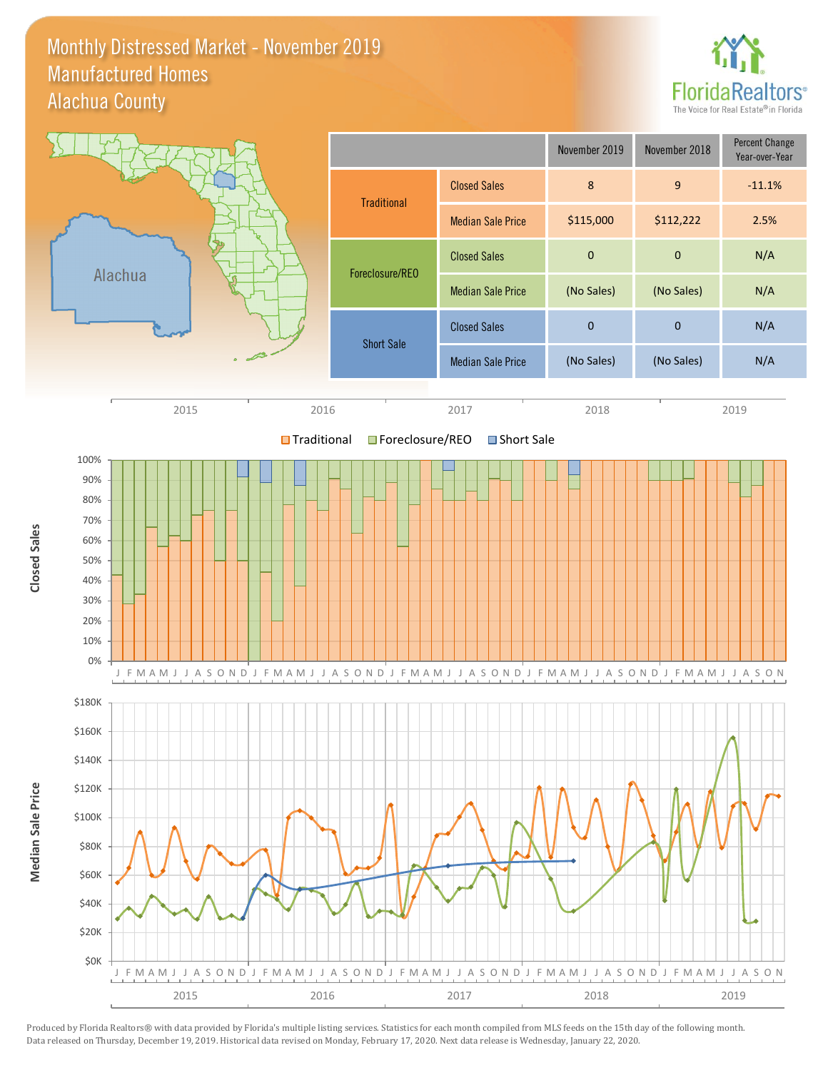# Monthly Distressed Market - November 2019
## Manufactured Homes
## Alachua County

FloridaRealtors®
The Voice for Real Estate® in Florida

Alachua

| | | November 2019 | November 2018 | Percent Change Year-over-Year |
|---|---|---|---|---|
| Traditional | Closed Sales | 8 | 9 | -11.1% |
| | Median Sale Price | $115,000 | $112,222 | 2.5% |
| Foreclosure/REO | Closed Sales | 0 | 0 | N/A |
| | Median Sale Price | (No Sales) | (No Sales) | N/A |
| Short Sale | Closed Sales | 0 | 0 | N/A |
| | Median Sale Price | (No Sales) | (No Sales) | N/A |

2015 2016 2017 2018 2019

Traditional Foreclosure/REO Short Sale

Closed Sales

100% 90% 80% 70% 60% 50% 40% 30% 20% 10% 0%

J F M A M J J A S O N D J F M A M J J A S O N D J F M A M J J A S O N D J F M A M J J A S O N D J F M A M J J A S O N

Median Sale Price

$180K $160K $140K $120K $100K $80K $60K $40K $20K $0K

J F M A M J J A S O N D J F M A M J J A S O N D J F M A M J J A S O N D J F M A M J J A S O N D J F M A M J J A S O N

2015 2016 2017 2018 2019

Produced by Florida Realtors® with data provided by Florida's multiple listing services. Statistics for each month compiled from MLS feeds on the 15th day of the following month. Data released on Thursday, December 19, 2019. Historical data revised on Monday, February 17, 2020. Next data release is Wednesday, January 22, 2020.